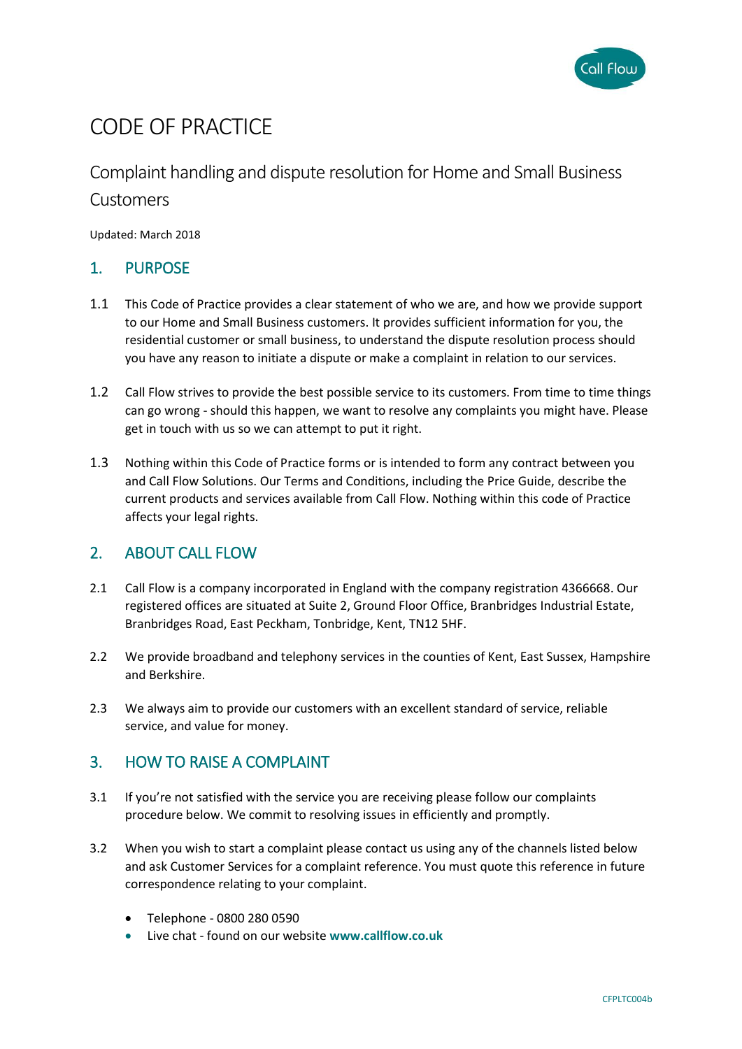# CODE OF PRACTICE

## Complaint handling and dispute resolution for Home and Small Business Customers

Updated: March 2018

## 1. PURPOSE

1.1 This Code of Practice provides a clear statement of who we are, and how we provide support to our Home and Small Business customers. It provides sufficient information for you, the residential customer or small business, to understand the dispute resolution process should you have any reason to initiate a dispute or make a complaint in relation to our services.

1.2 Call Flow strives to provide the best possible service to its customers. From time to time things can go wrong - should this happen, we want to resolve any complaints you might have. Please get in touch with us so we can attempt to put it right.

1.3 Nothing within this Code of Practice forms or is intended to form any contract between you and Call Flow Solutions. Our Terms and Conditions, including the Price Guide, describe the current products and services available from Call Flow. Nothing within this code of Practice affects your legal rights.

## 2. ABOUT CALL FLOW

2.1 Call Flow is a company incorporated in England with the company registration 4366668. Our registered offices are situated at Suite 2, Ground Floor Office, Branbridges Industrial Estate, Branbridges Road, East Peckham, Tonbridge, Kent, TN12 5HF.

2.2 We provide broadband and telephony services in the counties of Kent, East Sussex, Hampshire and Berkshire.

2.3 We always aim to provide our customers with an excellent standard of service, reliable service, and value for money.

## 3. HOW TO RAISE A COMPLAINT

3.1 If you're not satisfied with the service you are receiving please follow our complaints procedure below. We commit to resolving issues in efficiently and promptly.

3.2 When you wish to start a complaint please contact us using any of the channels listed below and ask Customer Services for a complaint reference. You must quote this reference in future correspondence relating to your complaint.

- Telephone - 0800 280 0590
- Live chat - found on our website **www.callflow.co.uk**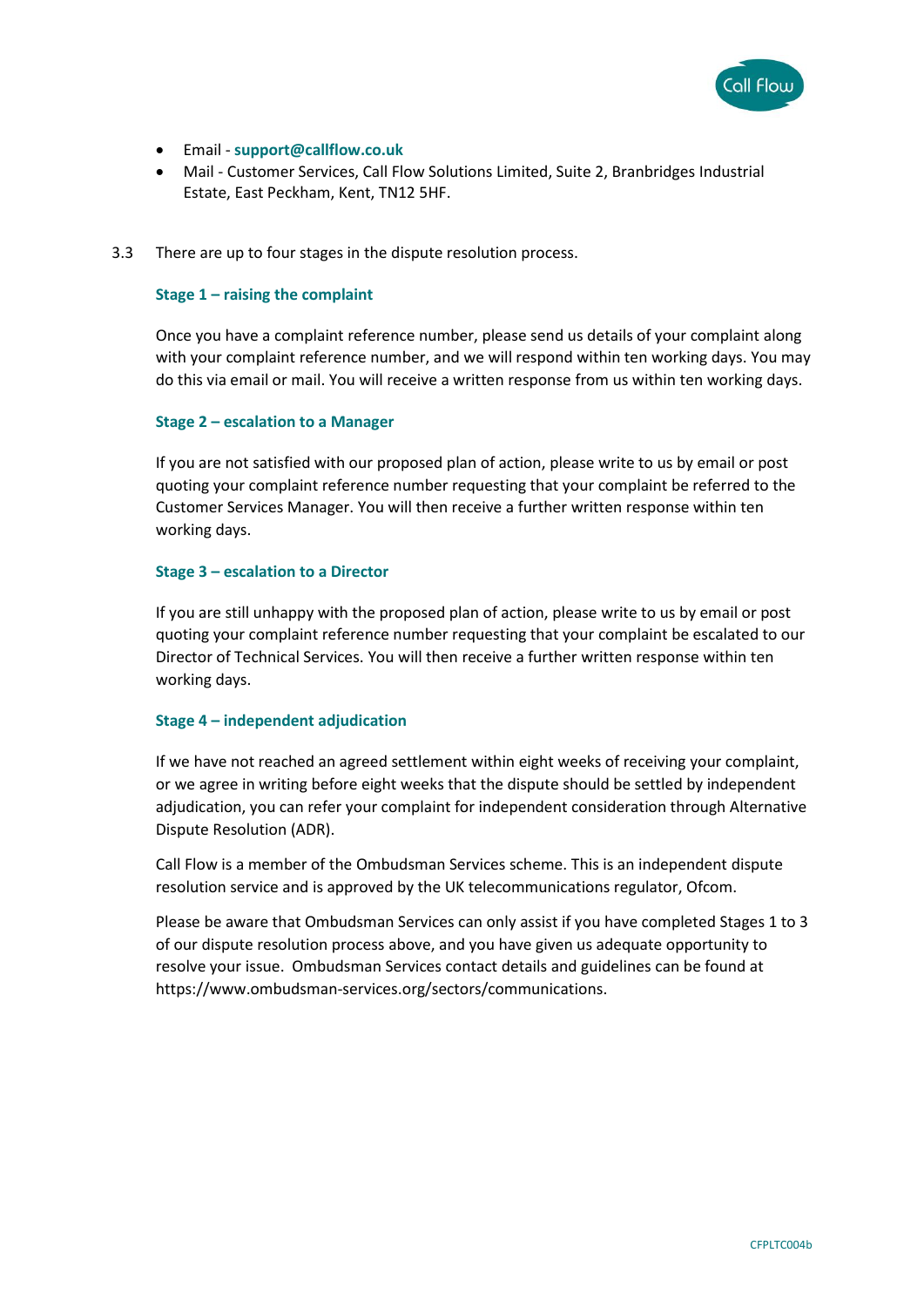- Email - **support@callflow.co.uk**
- Mail - Customer Services, Call Flow Solutions Limited, Suite 2, Branbridges Industrial Estate, East Peckham, Kent, TN12 5HF.

3.3 There are up to four stages in the dispute resolution process.

**Stage 1 – raising the complaint**

Once you have a complaint reference number, please send us details of your complaint along with your complaint reference number, and we will respond within ten working days. You may do this via email or mail. You will receive a written response from us within ten working days.

**Stage 2 – escalation to a Manager**

If you are not satisfied with our proposed plan of action, please write to us by email or post quoting your complaint reference number requesting that your complaint be referred to the Customer Services Manager. You will then receive a further written response within ten working days.

**Stage 3 – escalation to a Director**

If you are still unhappy with the proposed plan of action, please write to us by email or post quoting your complaint reference number requesting that your complaint be escalated to our Director of Technical Services. You will then receive a further written response within ten working days.

**Stage 4 – independent adjudication**

If we have not reached an agreed settlement within eight weeks of receiving your complaint, or we agree in writing before eight weeks that the dispute should be settled by independent adjudication, you can refer your complaint for independent consideration through Alternative Dispute Resolution (ADR).

Call Flow is a member of the Ombudsman Services scheme. This is an independent dispute resolution service and is approved by the UK telecommunications regulator, Ofcom.

Please be aware that Ombudsman Services can only assist if you have completed Stages 1 to 3 of our dispute resolution process above, and you have given us adequate opportunity to resolve your issue. Ombudsman Services contact details and guidelines can be found at https://www.ombudsman-services.org/sectors/communications.